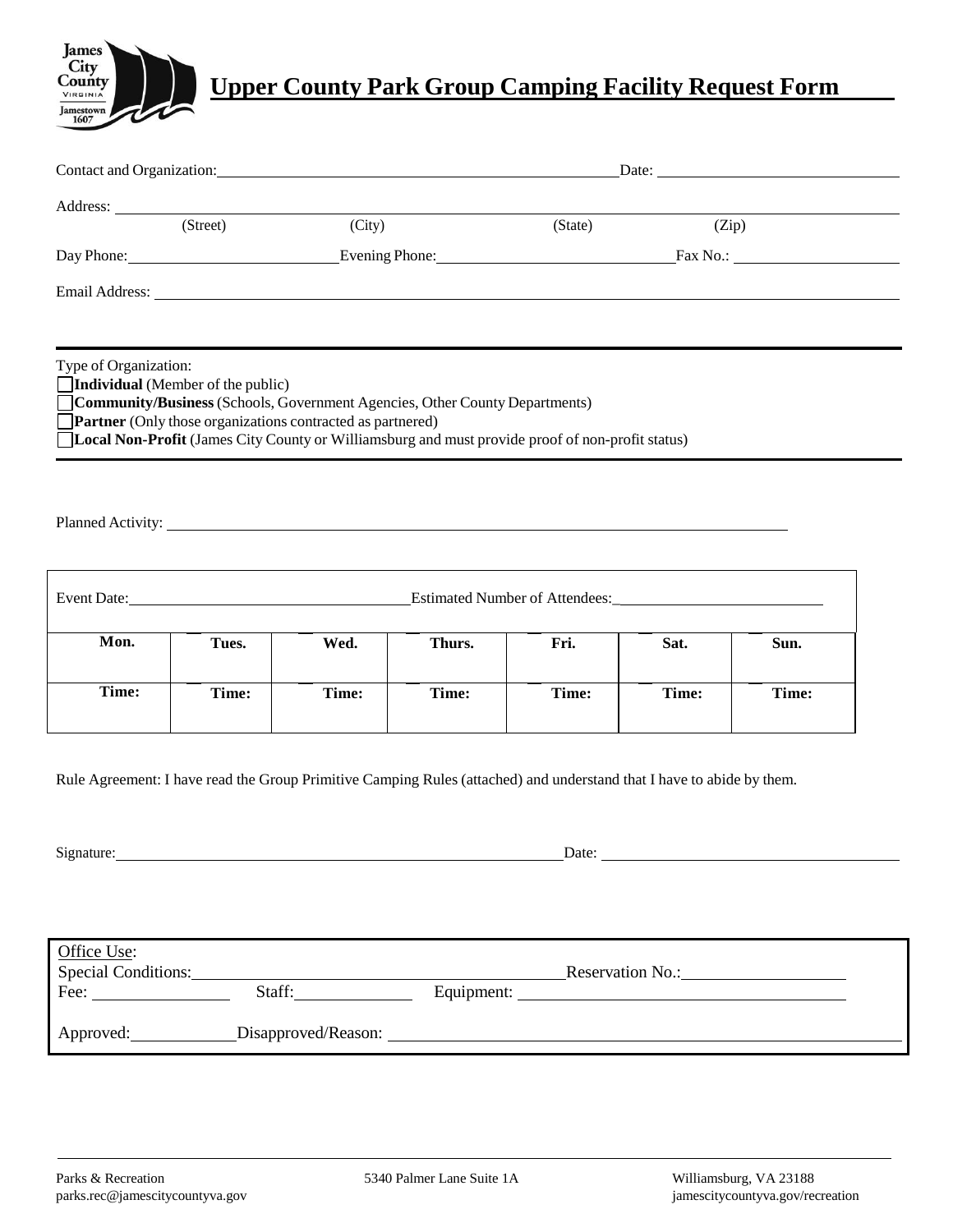# Upper County Park Group Camping Facility Request Form

Contact and Organization: ______________________ Date: ______________

Address: ______________________________________________
(Street) (City) (State) (Zip)

Day Phone: ______________ Evening Phone: ______________ Fax No.: ______________

Email Address: ______________________________________________

---

Type of Organization:

- ☐ **Individual** (Member of the public)
- ☐ **Community/Business** (Schools, Government Agencies, Other County Departments)
- ☐ **Partner** (Only those organizations contracted as partnered)
- ☐ **Local Non-Profit** (James City County or Williamsburg and must provide proof of non-profit status)

---

Planned Activity: ______________________________________________

Event Date: ______________________ Estimated Number of Attendees: ______________

| Mon. | Tues. | Wed. | Thurs. | Fri. | Sat. | Sun. |
|---|---|---|---|---|---|---|
| Time: | Time: | Time: | Time: | Time: | Time: | Time: |

Rule Agreement: I have read the Group Primitive Camping Rules (attached) and understand that I have to abide by them.

Signature: ______________________________ Date: ______________

Office Use:
Special Conditions: ______________________ Reservation No.: ______________
Fee: __________ Staff: __________ Equipment: ______________

Approved: __________ Disapproved/Reason: ______________________

Parks & Recreation
parks.rec@jamescitycountyva.gov

5340 Palmer Lane Suite 1A

Williamsburg, VA 23188
jamescitycountyva.gov/recreation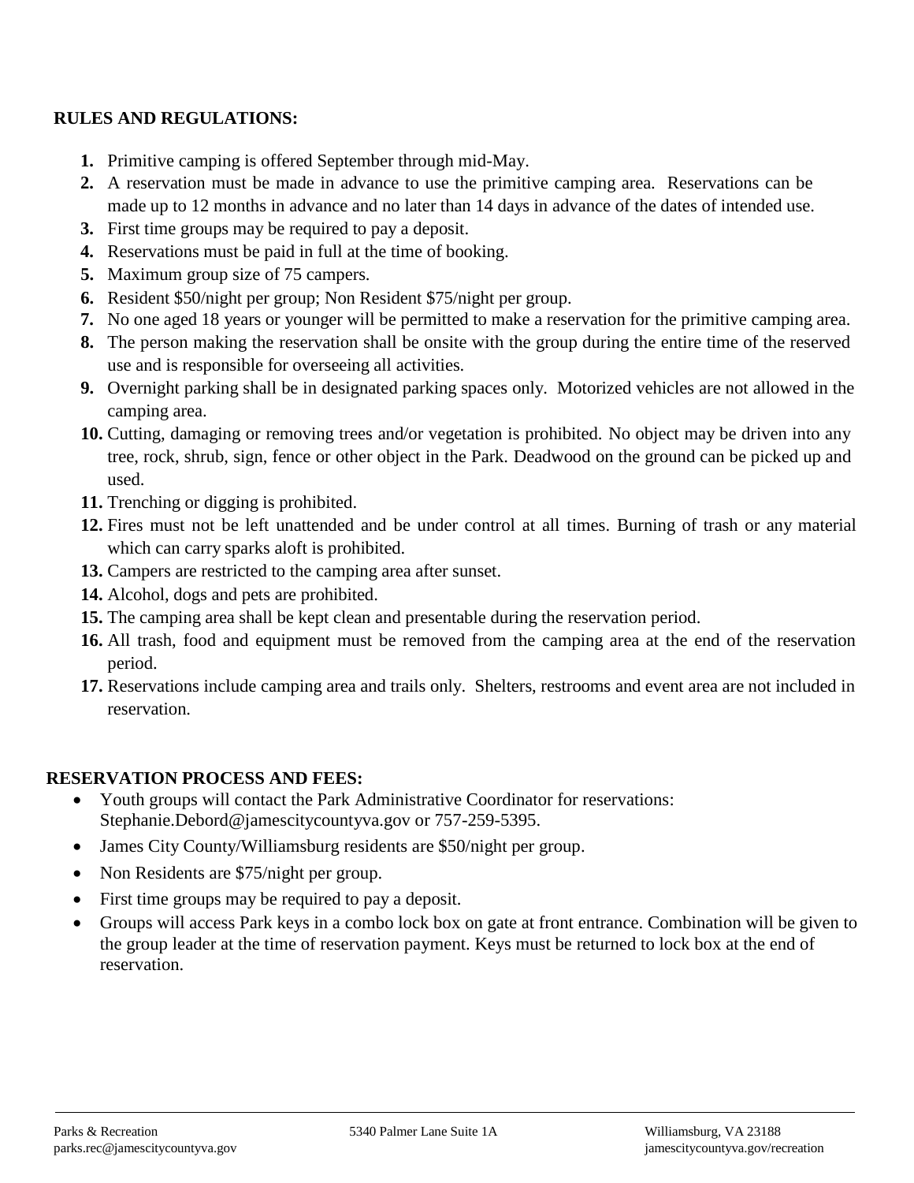**RULES AND REGULATIONS:**

1. Primitive camping is offered September through mid-May.
2. A reservation must be made in advance to use the primitive camping area. Reservations can be made up to 12 months in advance and no later than 14 days in advance of the dates of intended use.
3. First time groups may be required to pay a deposit.
4. Reservations must be paid in full at the time of booking.
5. Maximum group size of 75 campers.
6. Resident $50/night per group; Non Resident $75/night per group.
7. No one aged 18 years or younger will be permitted to make a reservation for the primitive camping area.
8. The person making the reservation shall be onsite with the group during the entire time of the reserved use and is responsible for overseeing all activities.
9. Overnight parking shall be in designated parking spaces only. Motorized vehicles are not allowed in the camping area.
10. Cutting, damaging or removing trees and/or vegetation is prohibited. No object may be driven into any tree, rock, shrub, sign, fence or other object in the Park. Deadwood on the ground can be picked up and used.
11. Trenching or digging is prohibited.
12. Fires must not be left unattended and be under control at all times. Burning of trash or any material which can carry sparks aloft is prohibited.
13. Campers are restricted to the camping area after sunset.
14. Alcohol, dogs and pets are prohibited.
15. The camping area shall be kept clean and presentable during the reservation period.
16. All trash, food and equipment must be removed from the camping area at the end of the reservation period.
17. Reservations include camping area and trails only. Shelters, restrooms and event area are not included in reservation.

**RESERVATION PROCESS AND FEES:**

- Youth groups will contact the Park Administrative Coordinator for reservations: Stephanie.Debord@jamescitycountyva.gov or 757-259-5395.
- James City County/Williamsburg residents are $50/night per group.
- Non Residents are $75/night per group.
- First time groups may be required to pay a deposit.
- Groups will access Park keys in a combo lock box on gate at front entrance. Combination will be given to the group leader at the time of reservation payment. Keys must be returned to lock box at the end of reservation.